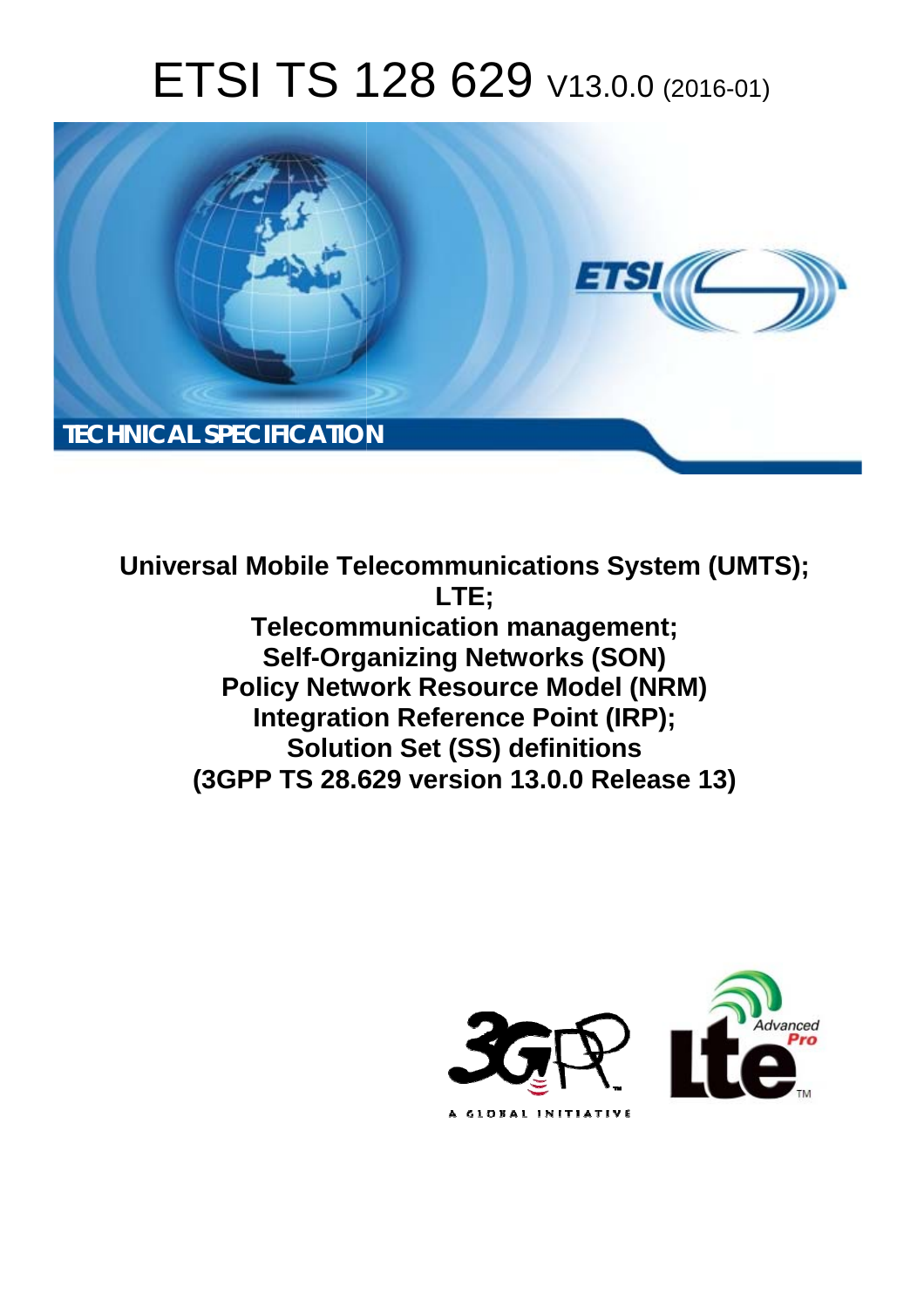# ETSI TS 128 629 V13.0.0 (2016-01)

TECHNICAL SPECIFICATION

**Universal Mobile Telecommunications System (UMTS); LTE; Telecommunication management; Self-Organizing Networks (SON) Policy Network Resource Model (NRM) Integration Reference Point (IRP); Solution Set (SS) definitions (3GPP TS 28.629 version 13.0.0 Release 13)**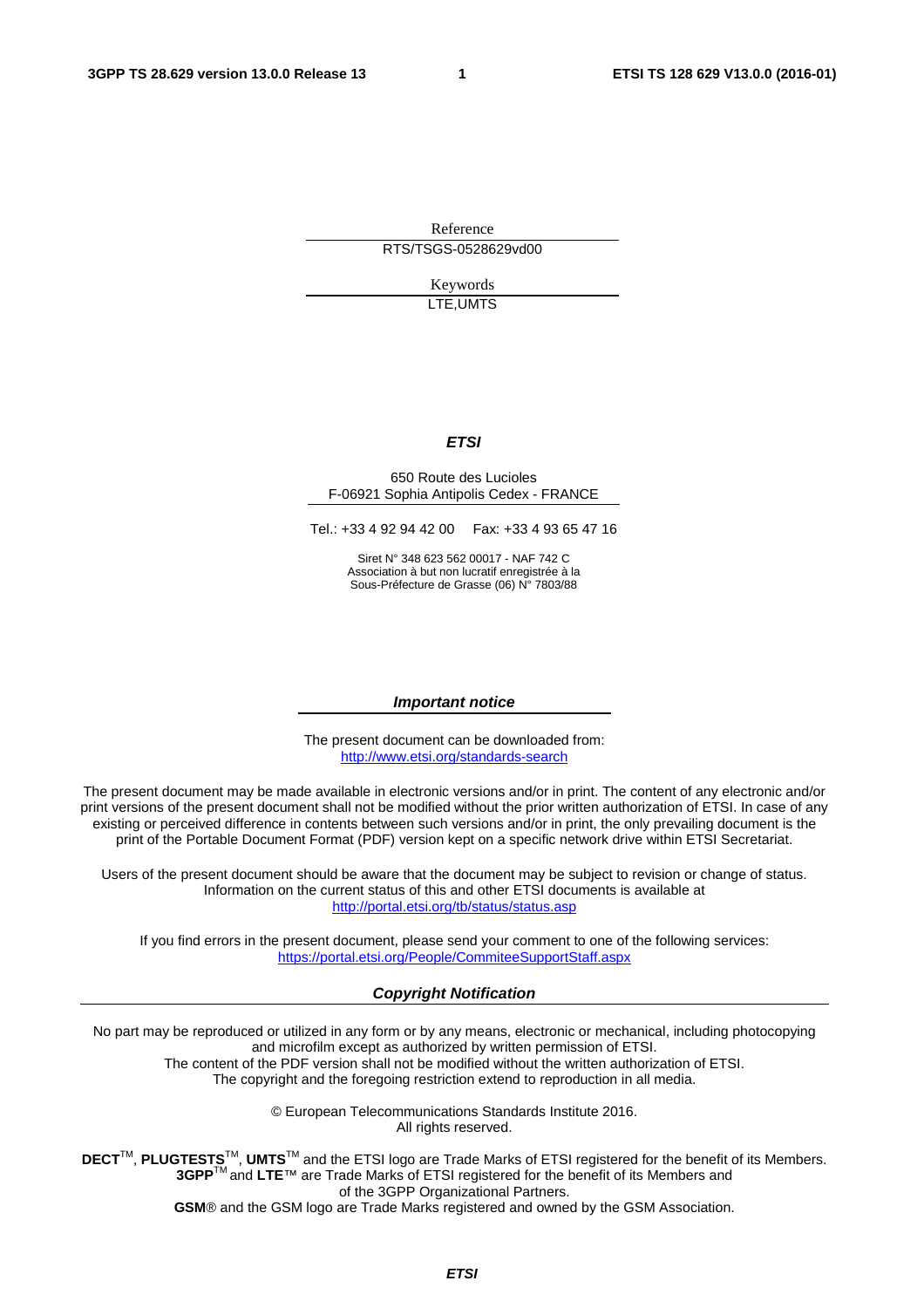Reference

RTS/TSGS-0528629vd00

Keywords

LTE,UMTS

***ETSI***

650 Route des Lucioles
F-06921 Sophia Antipolis Cedex - FRANCE

Tel.: +33 4 92 94 42 00   Fax: +33 4 93 65 47 16

Siret N° 348 623 562 00017 - NAF 742 C
Association à but non lucratif enregistrée à la
Sous-Préfecture de Grasse (06) N° 7803/88

***Important notice***

The present document can be downloaded from:
http://www.etsi.org/standards-search

The present document may be made available in electronic versions and/or in print. The content of any electronic and/or print versions of the present document shall not be modified without the prior written authorization of ETSI. In case of any existing or perceived difference in contents between such versions and/or in print, the only prevailing document is the print of the Portable Document Format (PDF) version kept on a specific network drive within ETSI Secretariat.

Users of the present document should be aware that the document may be subject to revision or change of status. Information on the current status of this and other ETSI documents is available at
http://portal.etsi.org/tb/status/status.asp

If you find errors in the present document, please send your comment to one of the following services:
https://portal.etsi.org/People/CommiteeSupportStaff.aspx

***Copyright Notification***

No part may be reproduced or utilized in any form or by any means, electronic or mechanical, including photocopying and microfilm except as authorized by written permission of ETSI.
The content of the PDF version shall not be modified without the written authorization of ETSI.
The copyright and the foregoing restriction extend to reproduction in all media.

© European Telecommunications Standards Institute 2016.
All rights reserved.

**DECT**™, **PLUGTESTS**™, **UMTS**™ and the ETSI logo are Trade Marks of ETSI registered for the benefit of its Members.
**3GPP**™ and **LTE**™ are Trade Marks of ETSI registered for the benefit of its Members and of the 3GPP Organizational Partners.
**GSM**® and the GSM logo are Trade Marks registered and owned by the GSM Association.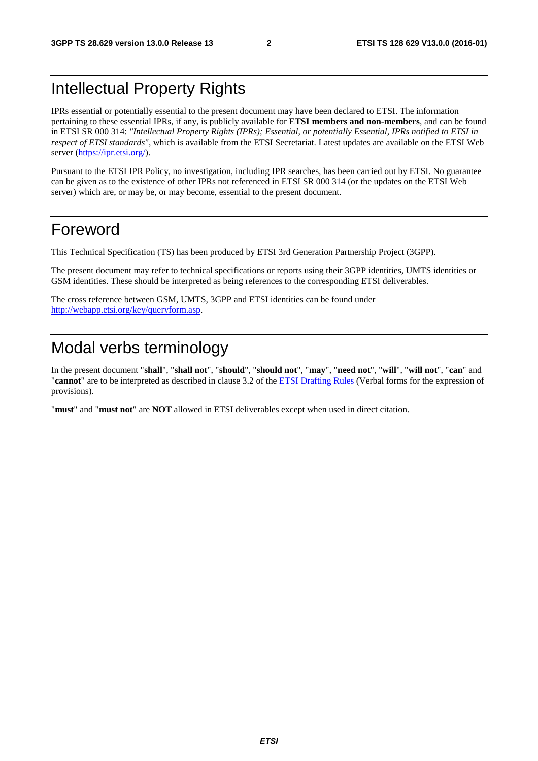# Intellectual Property Rights

IPRs essential or potentially essential to the present document may have been declared to ETSI. The information pertaining to these essential IPRs, if any, is publicly available for **ETSI members and non-members**, and can be found in ETSI SR 000 314: *"Intellectual Property Rights (IPRs); Essential, or potentially Essential, IPRs notified to ETSI in respect of ETSI standards"*, which is available from the ETSI Secretariat. Latest updates are available on the ETSI Web server (https://ipr.etsi.org/).

Pursuant to the ETSI IPR Policy, no investigation, including IPR searches, has been carried out by ETSI. No guarantee can be given as to the existence of other IPRs not referenced in ETSI SR 000 314 (or the updates on the ETSI Web server) which are, or may be, or may become, essential to the present document.

# Foreword

This Technical Specification (TS) has been produced by ETSI 3rd Generation Partnership Project (3GPP).

The present document may refer to technical specifications or reports using their 3GPP identities, UMTS identities or GSM identities. These should be interpreted as being references to the corresponding ETSI deliverables.

The cross reference between GSM, UMTS, 3GPP and ETSI identities can be found under http://webapp.etsi.org/key/queryform.asp.

# Modal verbs terminology

In the present document "**shall**", "**shall not**", "**should**", "**should not**", "**may**", "**need not**", "**will**", "**will not**", "**can**" and "**cannot**" are to be interpreted as described in clause 3.2 of the ETSI Drafting Rules (Verbal forms for the expression of provisions).

"**must**" and "**must not**" are **NOT** allowed in ETSI deliverables except when used in direct citation.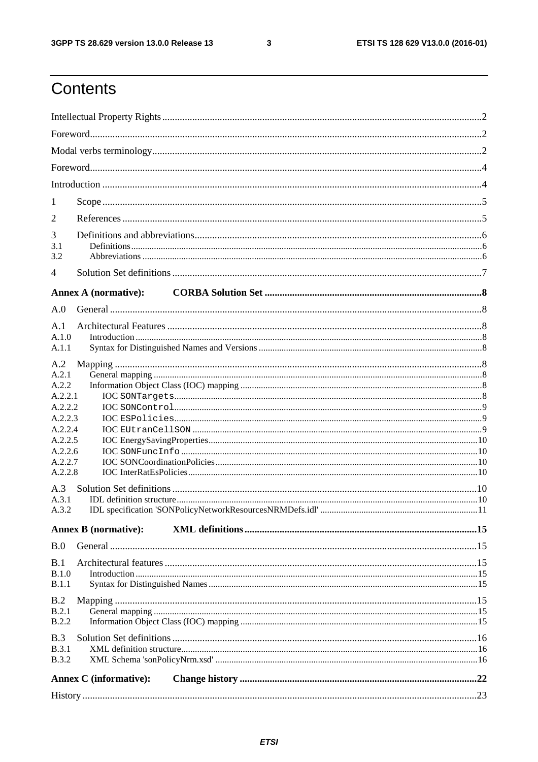# Contents

Intellectual Property Rights .............................................................................................................................. 2

Foreword ............................................................................................................................................................. 2

Modal verbs terminology .................................................................................................................................... 2

Foreword ............................................................................................................................................................. 4

Introduction ........................................................................................................................................................ 4

1 Scope ........................................................................................................................................................ 5

2 References ................................................................................................................................................ 5

3 Definitions and abbreviations ................................................................................................................... 6

3.1 Definitions ........................................................................................................................................................... 6

3.2 Abbreviations ...................................................................................................................................................... 6

4 Solution Set definitions ............................................................................................................................ 7

**Annex A (normative): CORBA Solution Set ....................................................................................... 8**

A.0 General ..................................................................................................................................................... 8

A.1 Architectural Features .............................................................................................................................. 8

A.1.0 Introduction ......................................................................................................................................................... 8

A.1.1 Syntax for Distinguished Names and Versions .................................................................................................. 8

A.2 Mapping ................................................................................................................................................... 8

A.2.1 General mapping ................................................................................................................................................ 8

A.2.2 Information Object Class (IOC) mapping .......................................................................................................... 8

A.2.2.1 IOC `SONTargets` ....................................................................................................................................... 8

A.2.2.2 IOC `SONControl` ....................................................................................................................................... 9

A.2.2.3 IOC `ESPolicies` ......................................................................................................................................... 9

A.2.2.4 IOC `EUtranCellSON` ................................................................................................................................. 9

A.2.2.5 IOC EnergySavingProperties ....................................................................................................................... 10

A.2.2.6 IOC `SONFuncInfo` ................................................................................................................................... 10

A.2.2.7 IOC SONCoordinationPolicies .................................................................................................................... 10

A.2.2.8 IOC InterRatEsPolicies ................................................................................................................................ 10

A.3 Solution Set definitions ........................................................................................................................... 10

A.3.1 IDL definition structure .................................................................................................................................... 10

A.3.2 IDL specification 'SONPolicyNetworkResourcesNRMDefs.idl' ...................................................................... 11

**Annex B (normative): XML definitions ............................................................................................. 15**

B.0 General ................................................................................................................................................... 15

B.1 Architectural features ............................................................................................................................. 15

B.1.0 Introduction ....................................................................................................................................................... 15

B.1.1 Syntax for Distinguished Names ...................................................................................................................... 15

B.2 Mapping ................................................................................................................................................. 15

B.2.1 General mapping .............................................................................................................................................. 15

B.2.2 Information Object Class (IOC) mapping ........................................................................................................ 15

B.3 Solution Set definitions ........................................................................................................................... 16

B.3.1 XML definition structure .................................................................................................................................. 16

B.3.2 XML Schema 'sonPolicyNrm.xsd' ................................................................................................................... 16

**Annex C (informative): Change history ............................................................................................... 22**

History .............................................................................................................................................................. 23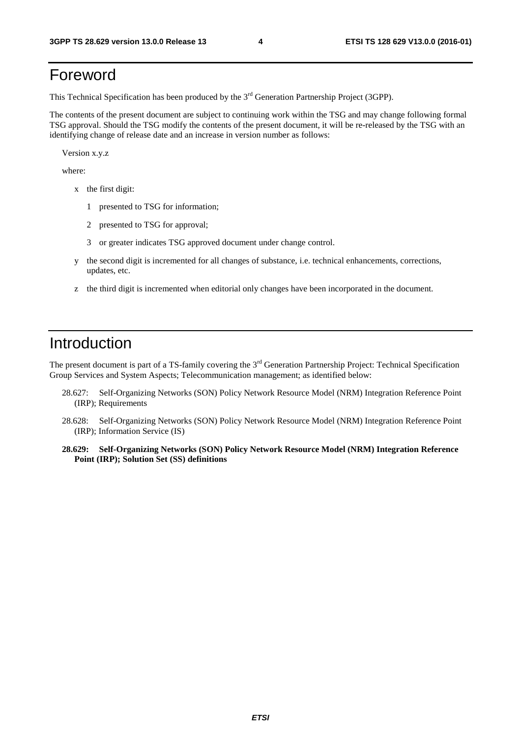# Foreword

This Technical Specification has been produced by the 3rd Generation Partnership Project (3GPP).

The contents of the present document are subject to continuing work within the TSG and may change following formal TSG approval. Should the TSG modify the contents of the present document, it will be re-released by the TSG with an identifying change of release date and an increase in version number as follows:

Version x.y.z

where:

- x the first digit:
  - 1 presented to TSG for information;
  - 2 presented to TSG for approval;
  - 3 or greater indicates TSG approved document under change control.
- y the second digit is incremented for all changes of substance, i.e. technical enhancements, corrections, updates, etc.
- z the third digit is incremented when editorial only changes have been incorporated in the document.

# Introduction

The present document is part of a TS-family covering the 3rd Generation Partnership Project: Technical Specification Group Services and System Aspects; Telecommunication management; as identified below:

28.627: Self-Organizing Networks (SON) Policy Network Resource Model (NRM) Integration Reference Point (IRP); Requirements

28.628: Self-Organizing Networks (SON) Policy Network Resource Model (NRM) Integration Reference Point (IRP); Information Service (IS)

**28.629: Self-Organizing Networks (SON) Policy Network Resource Model (NRM) Integration Reference Point (IRP); Solution Set (SS) definitions**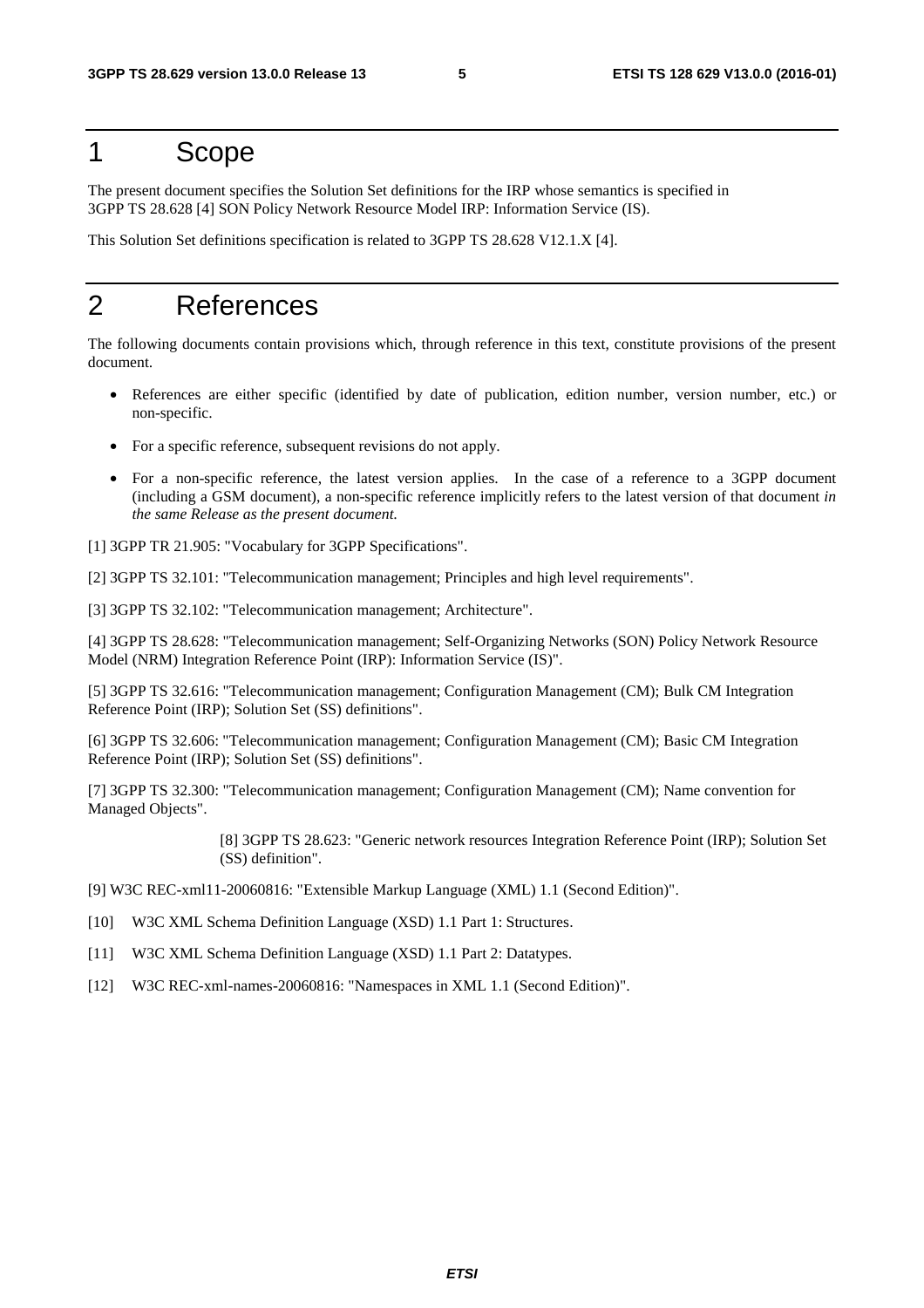# 1 Scope

The present document specifies the Solution Set definitions for the IRP whose semantics is specified in 3GPP TS 28.628 [4] SON Policy Network Resource Model IRP: Information Service (IS).

This Solution Set definitions specification is related to 3GPP TS 28.628 V12.1.X [4].

# 2 References

The following documents contain provisions which, through reference in this text, constitute provisions of the present document.

- References are either specific (identified by date of publication, edition number, version number, etc.) or non-specific.
- For a specific reference, subsequent revisions do not apply.
- For a non-specific reference, the latest version applies. In the case of a reference to a 3GPP document (including a GSM document), a non-specific reference implicitly refers to the latest version of that document *in the same Release as the present document.*

[1] 3GPP TR 21.905: "Vocabulary for 3GPP Specifications".

[2] 3GPP TS 32.101: "Telecommunication management; Principles and high level requirements".

[3] 3GPP TS 32.102: "Telecommunication management; Architecture".

[4] 3GPP TS 28.628: "Telecommunication management; Self-Organizing Networks (SON) Policy Network Resource Model (NRM) Integration Reference Point (IRP): Information Service (IS)".

[5] 3GPP TS 32.616: "Telecommunication management; Configuration Management (CM); Bulk CM Integration Reference Point (IRP); Solution Set (SS) definitions".

[6] 3GPP TS 32.606: "Telecommunication management; Configuration Management (CM); Basic CM Integration Reference Point (IRP); Solution Set (SS) definitions".

[7] 3GPP TS 32.300: "Telecommunication management; Configuration Management (CM); Name convention for Managed Objects".

[8] 3GPP TS 28.623: "Generic network resources Integration Reference Point (IRP); Solution Set (SS) definition".

[9] W3C REC-xml11-20060816: "Extensible Markup Language (XML) 1.1 (Second Edition)".

[10] W3C XML Schema Definition Language (XSD) 1.1 Part 1: Structures.

[11] W3C XML Schema Definition Language (XSD) 1.1 Part 2: Datatypes.

[12] W3C REC-xml-names-20060816: "Namespaces in XML 1.1 (Second Edition)".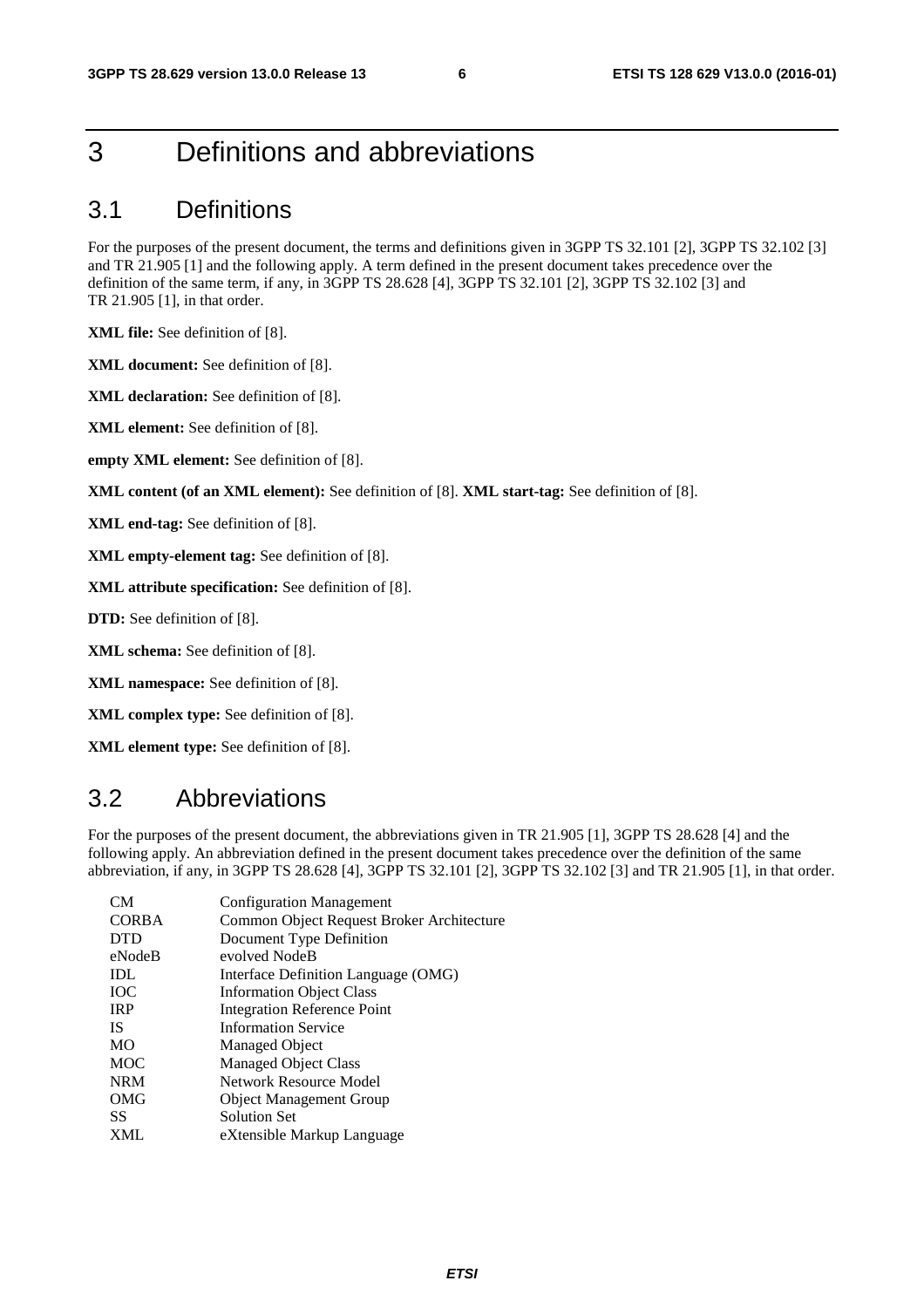# 3 Definitions and abbreviations

## 3.1 Definitions

For the purposes of the present document, the terms and definitions given in 3GPP TS 32.101 [2], 3GPP TS 32.102 [3] and TR 21.905 [1] and the following apply. A term defined in the present document takes precedence over the definition of the same term, if any, in 3GPP TS 28.628 [4], 3GPP TS 32.101 [2], 3GPP TS 32.102 [3] and TR 21.905 [1], in that order.

**XML file:** See definition of [8].

**XML document:** See definition of [8].

**XML declaration:** See definition of [8].

**XML element:** See definition of [8].

**empty XML element:** See definition of [8].

**XML content (of an XML element):** See definition of [8]. **XML start-tag:** See definition of [8].

**XML end-tag:** See definition of [8].

**XML empty-element tag:** See definition of [8].

**XML attribute specification:** See definition of [8].

**DTD:** See definition of [8].

**XML schema:** See definition of [8].

**XML namespace:** See definition of [8].

**XML complex type:** See definition of [8].

**XML element type:** See definition of [8].

## 3.2 Abbreviations

For the purposes of the present document, the abbreviations given in TR 21.905 [1], 3GPP TS 28.628 [4] and the following apply. An abbreviation defined in the present document takes precedence over the definition of the same abbreviation, if any, in 3GPP TS 28.628 [4], 3GPP TS 32.101 [2], 3GPP TS 32.102 [3] and TR 21.905 [1], in that order.

| | |
|---|---|
| CM | Configuration Management |
| CORBA | Common Object Request Broker Architecture |
| DTD | Document Type Definition |
| eNodeB | evolved NodeB |
| IDL | Interface Definition Language (OMG) |
| IOC | Information Object Class |
| IRP | Integration Reference Point |
| IS | Information Service |
| MO | Managed Object |
| MOC | Managed Object Class |
| NRM | Network Resource Model |
| OMG | Object Management Group |
| SS | Solution Set |
| XML | eXtensible Markup Language |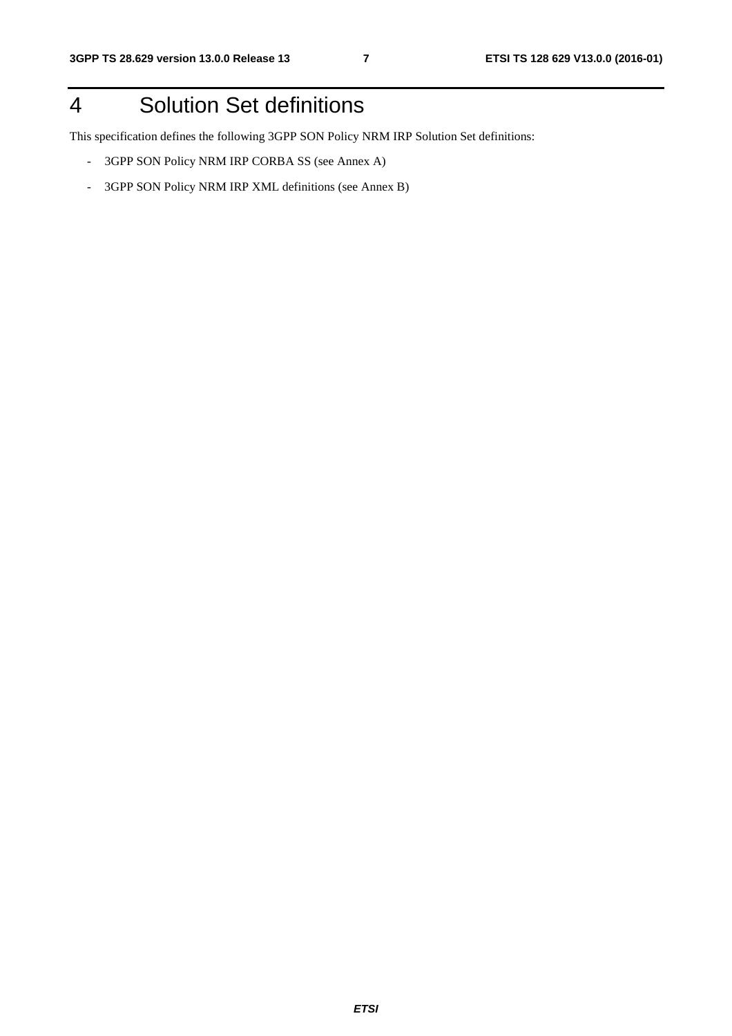# 4 Solution Set definitions

This specification defines the following 3GPP SON Policy NRM IRP Solution Set definitions:

- 3GPP SON Policy NRM IRP CORBA SS (see Annex A)
- 3GPP SON Policy NRM IRP XML definitions (see Annex B)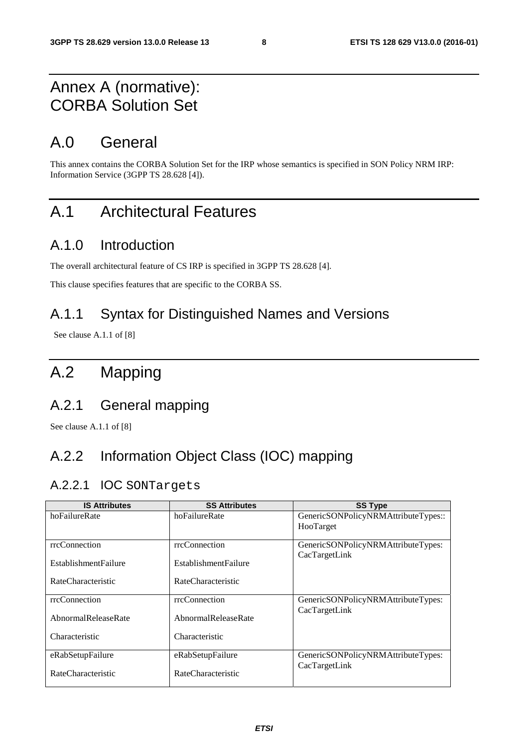# Annex A (normative): CORBA Solution Set

# A.0 General

This annex contains the CORBA Solution Set for the IRP whose semantics is specified in SON Policy NRM IRP: Information Service (3GPP TS 28.628 [4]).

# A.1 Architectural Features

## A.1.0 Introduction

The overall architectural feature of CS IRP is specified in 3GPP TS 28.628 [4].

This clause specifies features that are specific to the CORBA SS.

## A.1.1 Syntax for Distinguished Names and Versions

See clause A.1.1 of [8]

# A.2 Mapping

## A.2.1 General mapping

See clause A.1.1 of [8]

## A.2.2 Information Object Class (IOC) mapping

### A.2.2.1 IOC `SONTargets`

| IS Attributes | SS Attributes | SS Type |
| --- | --- | --- |
| hoFailureRate | hoFailureRate | GenericSONPolicyNRMAttributeTypes::HooTarget |
| rrcConnection EstablishmentFailure RateCharacteristic | rrcConnection EstablishmentFailure RateCharacteristic | GenericSONPolicyNRMAttributeTypes: CacTargetLink |
| rrcConnection AbnormalReleaseRate Characteristic | rrcConnection AbnormalReleaseRate Characteristic | GenericSONPolicyNRMAttributeTypes: CacTargetLink |
| eRabSetupFailure RateCharacteristic | eRabSetupFailure RateCharacteristic | GenericSONPolicyNRMAttributeTypes: CacTargetLink |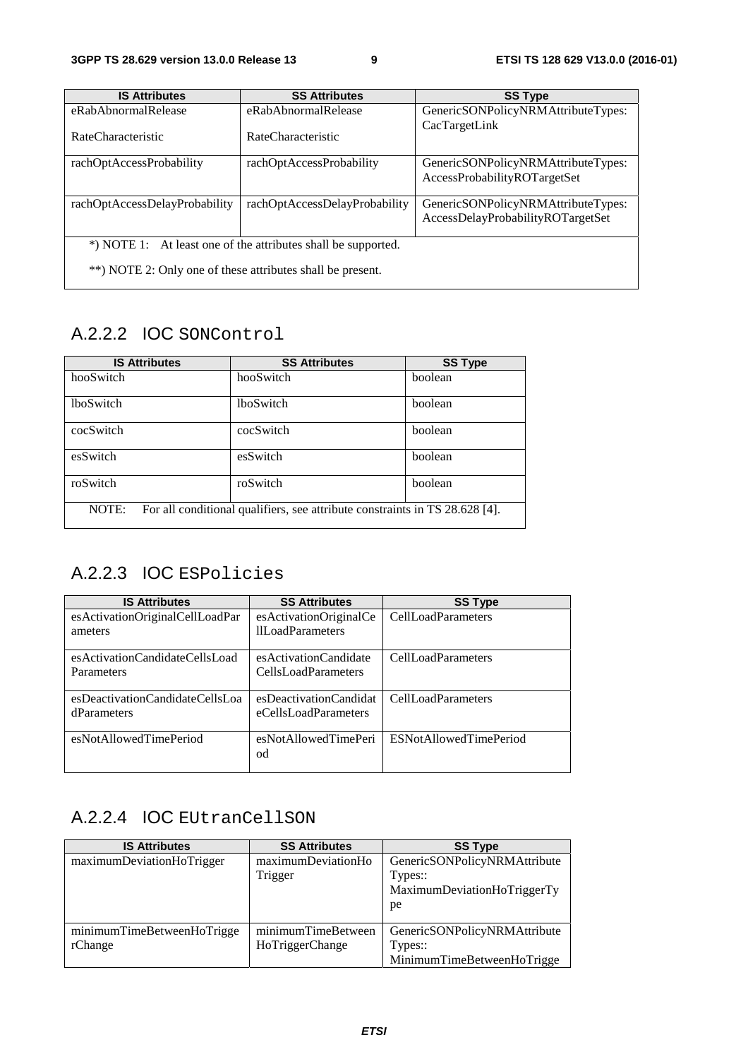| IS Attributes | SS Attributes | SS Type |
| --- | --- | --- |
| eRabAbnormalRelease RateCharacteristic | eRabAbnormalRelease RateCharacteristic | GenericSONPolicyNRMAttributeTypes: CacTargetLink |
| rachOptAccessProbability | rachOptAccessProbability | GenericSONPolicyNRMAttributeTypes: AccessProbabilityROTargetSet |
| rachOptAccessDelayProbability | rachOptAccessDelayProbability | GenericSONPolicyNRMAttributeTypes: AccessDelayProbabilityROTargetSet |
| *) NOTE 1: At least one of the attributes shall be supported. **) NOTE 2: Only one of these attributes shall be present. | | |

## A.2.2.2 IOC SONControl

| IS Attributes | SS Attributes | SS Type |
| --- | --- | --- |
| hooSwitch | hooSwitch | boolean |
| lboSwitch | lboSwitch | boolean |
| cocSwitch | cocSwitch | boolean |
| esSwitch | esSwitch | boolean |
| roSwitch | roSwitch | boolean |
| NOTE: For all conditional qualifiers, see attribute constraints in TS 28.628 [4]. | | |

## A.2.2.3 IOC ESPolicies

| IS Attributes | SS Attributes | SS Type |
| --- | --- | --- |
| esActivationOriginalCellLoadParameters | esActivationOriginalCellLoadParameters | CellLoadParameters |
| esActivationCandidateCellsLoadParameters | esActivationCandidateCellsLoadParameters | CellLoadParameters |
| esDeactivationCandidateCellsLoadParameters | esDeactivationCandidateCellsLoadParameters | CellLoadParameters |
| esNotAllowedTimePeriod | esNotAllowedTimePeriod | ESNotAllowedTimePeriod |

## A.2.2.4 IOC EUtranCellSON

| IS Attributes | SS Attributes | SS Type |
| --- | --- | --- |
| maximumDeviationHoTrigger | maximumDeviationHoTrigger | GenericSONPolicyNRMAttributeTypes:: MaximumDeviationHoTriggerType |
| minimumTimeBetweenHoTriggerChange | minimumTimeBetweenHoTriggerChange | GenericSONPolicyNRMAttributeTypes:: MinimumTimeBetweenHoTrigge |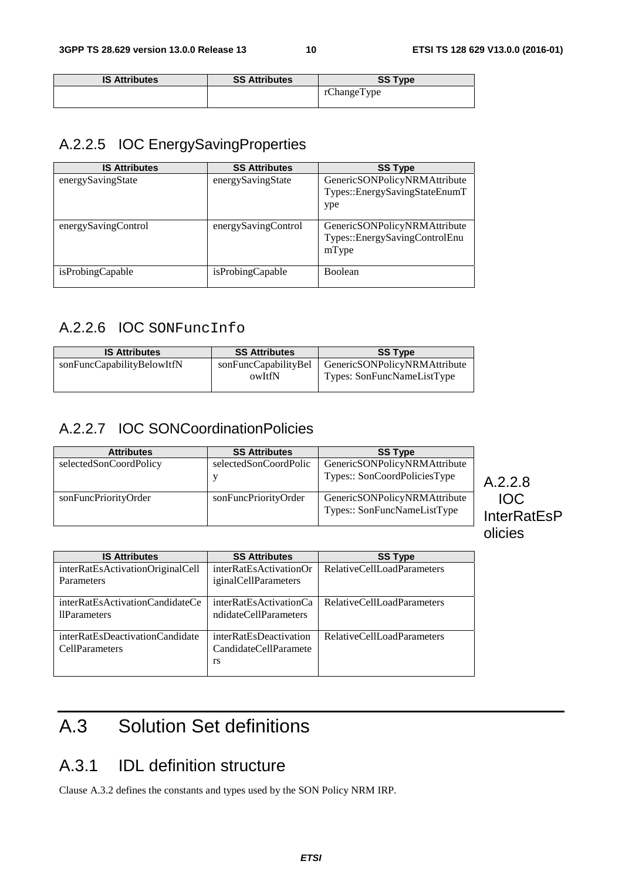| IS Attributes | SS Attributes | SS Type |
| --- | --- | --- |
| | | rChangeType |

## A.2.2.5 IOC EnergySavingProperties

| IS Attributes | SS Attributes | SS Type |
| --- | --- | --- |
| energySavingState | energySavingState | GenericSONPolicyNRMAttributeTypes::EnergySavingStateEnumType |
| energySavingControl | energySavingControl | GenericSONPolicyNRMAttributeTypes::EnergySavingControlEnumType |
| isProbingCapable | isProbingCapable | Boolean |

## A.2.2.6 IOC SONFuncInfo

| IS Attributes | SS Attributes | SS Type |
| --- | --- | --- |
| sonFuncCapabilityBelowItfN | sonFuncCapabilityBelowItfN | GenericSONPolicyNRMAttributeTypes: SonFuncNameListType |

## A.2.2.7 IOC SONCoordinationPolicies

| Attributes | SS Attributes | SS Type |
| --- | --- | --- |
| selectedSonCoordPolicy | selectedSonCoordPolicy | GenericSONPolicyNRMAttributeTypes:: SonCoordPoliciesType |
| sonFuncPriorityOrder | sonFuncPriorityOrder | GenericSONPolicyNRMAttributeTypes:: SonFuncNameListType |

## A.2.2.8 IOC InterRatEsPolicies

| IS Attributes | SS Attributes | SS Type |
| --- | --- | --- |
| interRatEsActivationOriginalCellParameters | interRatEsActivationOriginalCellParameters | RelativeCellLoadParameters |
| interRatEsActivationCandidateCellParameters | interRatEsActivationCandidateCellParameters | RelativeCellLoadParameters |
| interRatEsDeactivationCandidateCellParameters | interRatEsDeactivationCandidateCellParameters | RelativeCellLoadParameters |

# A.3 Solution Set definitions

## A.3.1 IDL definition structure

Clause A.3.2 defines the constants and types used by the SON Policy NRM IRP.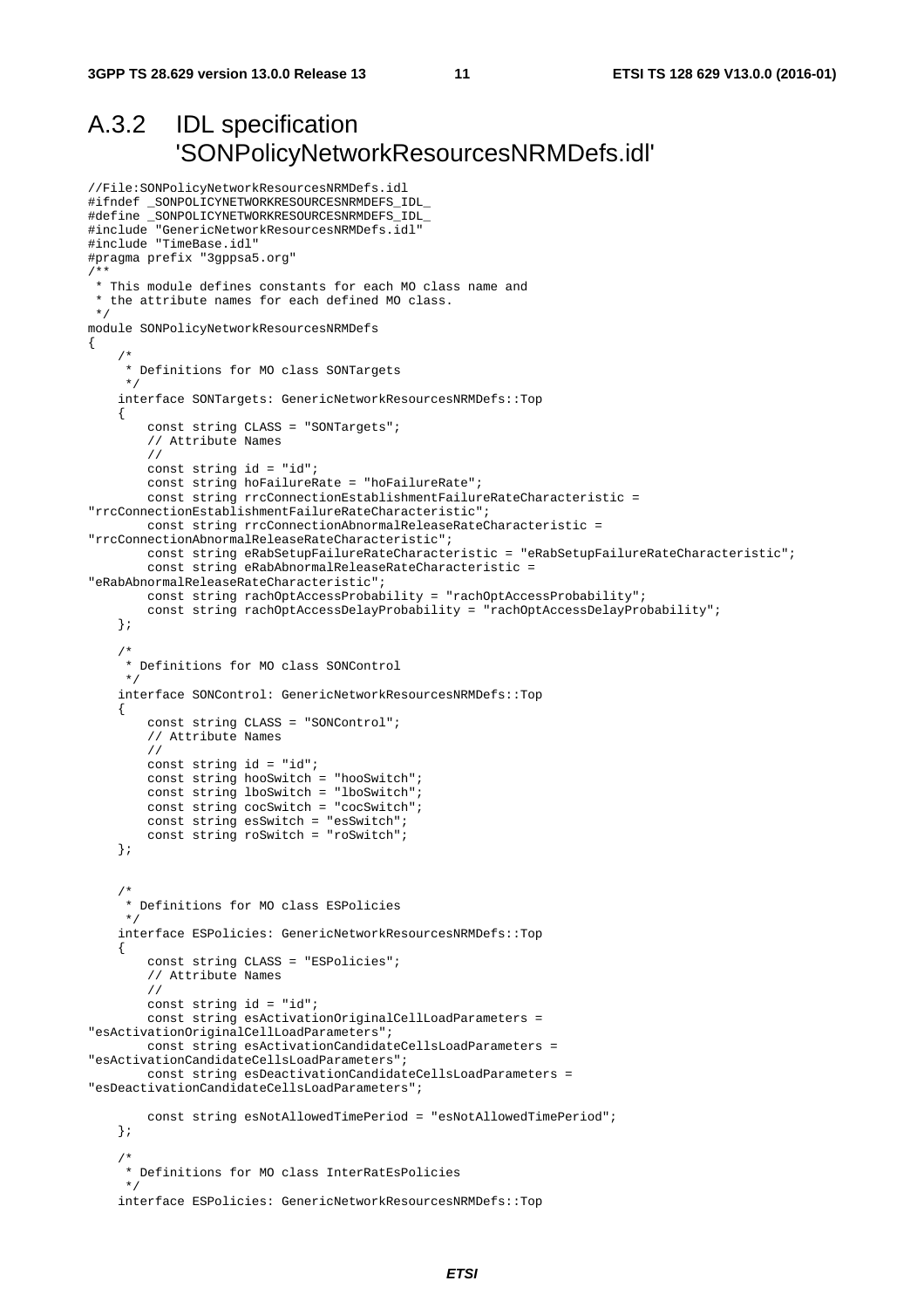## A.3.2 IDL specification 'SONPolicyNetworkResourcesNRMDefs.idl'

```
//File:SONPolicyNetworkResourcesNRMDefs.idl
#ifndef _SONPOLICYNETWORKRESOURCESNRMDEFS_IDL_
#define _SONPOLICYNETWORKRESOURCESNRMDEFS_IDL_
#include "GenericNetworkResourcesNRMDefs.idl"
#include "TimeBase.idl"
#pragma prefix "3gppsa5.org"
/**
 * This module defines constants for each MO class name and
 * the attribute names for each defined MO class.
 */
module SONPolicyNetworkResourcesNRMDefs
{
    /*
     * Definitions for MO class SONTargets
     */
    interface SONTargets: GenericNetworkResourcesNRMDefs::Top
    {
        const string CLASS = "SONTargets";
        // Attribute Names
        //
        const string id = "id";
        const string hoFailureRate = "hoFailureRate";
        const string rrcConnectionEstablishmentFailureRateCharacteristic = 
"rrcConnectionEstablishmentFailureRateCharacteristic";
        const string rrcConnectionAbnormalReleaseRateCharacteristic = 
"rrcConnectionAbnormalReleaseRateCharacteristic";
        const string eRabSetupFailureRateCharacteristic = "eRabSetupFailureRateCharacteristic";
        const string eRabAbnormalReleaseRateCharacteristic = 
"eRabAbnormalReleaseRateCharacteristic";
        const string rachOptAccessProbability = "rachOptAccessProbability";
        const string rachOptAccessDelayProbability = "rachOptAccessDelayProbability";
    };

    /*
     * Definitions for MO class SONControl
     */
    interface SONControl: GenericNetworkResourcesNRMDefs::Top
    {
        const string CLASS = "SONControl";
        // Attribute Names
        //
        const string id = "id";
        const string hooSwitch = "hooSwitch";
        const string lboSwitch = "lboSwitch";
        const string cocSwitch = "cocSwitch";
        const string esSwitch = "esSwitch";
        const string roSwitch = "roSwitch";
    };


    /*
     * Definitions for MO class ESPolicies
     */
    interface ESPolicies: GenericNetworkResourcesNRMDefs::Top
    {
        const string CLASS = "ESPolicies";
        // Attribute Names
        //
        const string id = "id";
        const string esActivationOriginalCellLoadParameters = 
"esActivationOriginalCellLoadParameters";
        const string esActivationCandidateCellsLoadParameters = 
"esActivationCandidateCellsLoadParameters";
        const string esDeactivationCandidateCellsLoadParameters = 
"esDeactivationCandidateCellsLoadParameters";

        const string esNotAllowedTimePeriod = "esNotAllowedTimePeriod";
    };

    /*
     * Definitions for MO class InterRatEsPolicies
     */
    interface ESPolicies: GenericNetworkResourcesNRMDefs::Top
```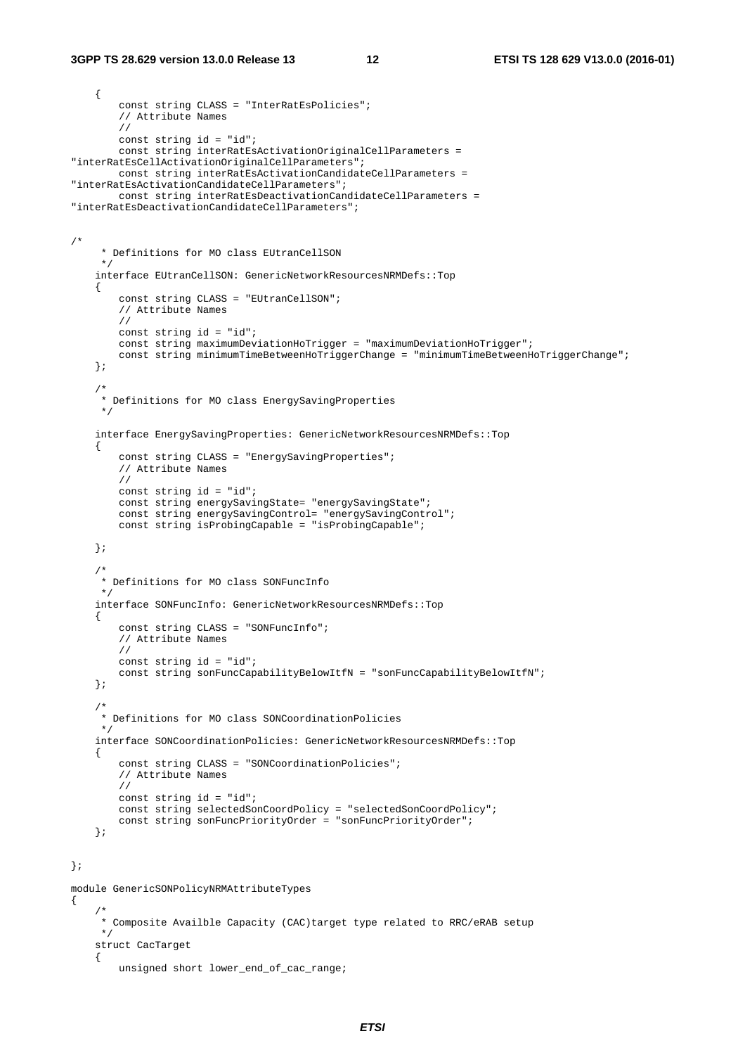```
    {
        const string CLASS = "InterRatEsPolicies";
        // Attribute Names
        //
        const string id = "id";
        const string interRatEsActivationOriginalCellParameters = 
"interRatEsCellActivationOriginalCellParameters";
        const string interRatEsActivationCandidateCellParameters = 
"interRatEsActivationCandidateCellParameters";
        const string interRatEsDeactivationCandidateCellParameters = 
"interRatEsDeactivationCandidateCellParameters";


/*
     * Definitions for MO class EUtranCellSON
     */
    interface EUtranCellSON: GenericNetworkResourcesNRMDefs::Top
    {
        const string CLASS = "EUtranCellSON";
        // Attribute Names
        //
        const string id = "id";
        const string maximumDeviationHoTrigger = "maximumDeviationHoTrigger";
        const string minimumTimeBetweenHoTriggerChange = "minimumTimeBetweenHoTriggerChange";
    };

    /*
     * Definitions for MO class EnergySavingProperties
     */

    interface EnergySavingProperties: GenericNetworkResourcesNRMDefs::Top
    {
        const string CLASS = "EnergySavingProperties";
        // Attribute Names
        //
        const string id = "id";
        const string energySavingState= "energySavingState";
        const string energySavingControl= "energySavingControl";
        const string isProbingCapable = "isProbingCapable";

    };

    /*
     * Definitions for MO class SONFuncInfo
     */
    interface SONFuncInfo: GenericNetworkResourcesNRMDefs::Top
    {
        const string CLASS = "SONFuncInfo";
        // Attribute Names
        //
        const string id = "id";
        const string sonFuncCapabilityBelowItfN = "sonFuncCapabilityBelowItfN";
    };

    /*
     * Definitions for MO class SONCoordinationPolicies
     */
    interface SONCoordinationPolicies: GenericNetworkResourcesNRMDefs::Top
    {
        const string CLASS = "SONCoordinationPolicies";
        // Attribute Names
        //
        const string id = "id";
        const string selectedSonCoordPolicy = "selectedSonCoordPolicy";
        const string sonFuncPriorityOrder = "sonFuncPriorityOrder";
    };


};

module GenericSONPolicyNRMAttributeTypes
{
    /*
     * Composite Availble Capacity (CAC)target type related to RRC/eRAB setup
     */
    struct CacTarget
    {
        unsigned short lower_end_of_cac_range;
```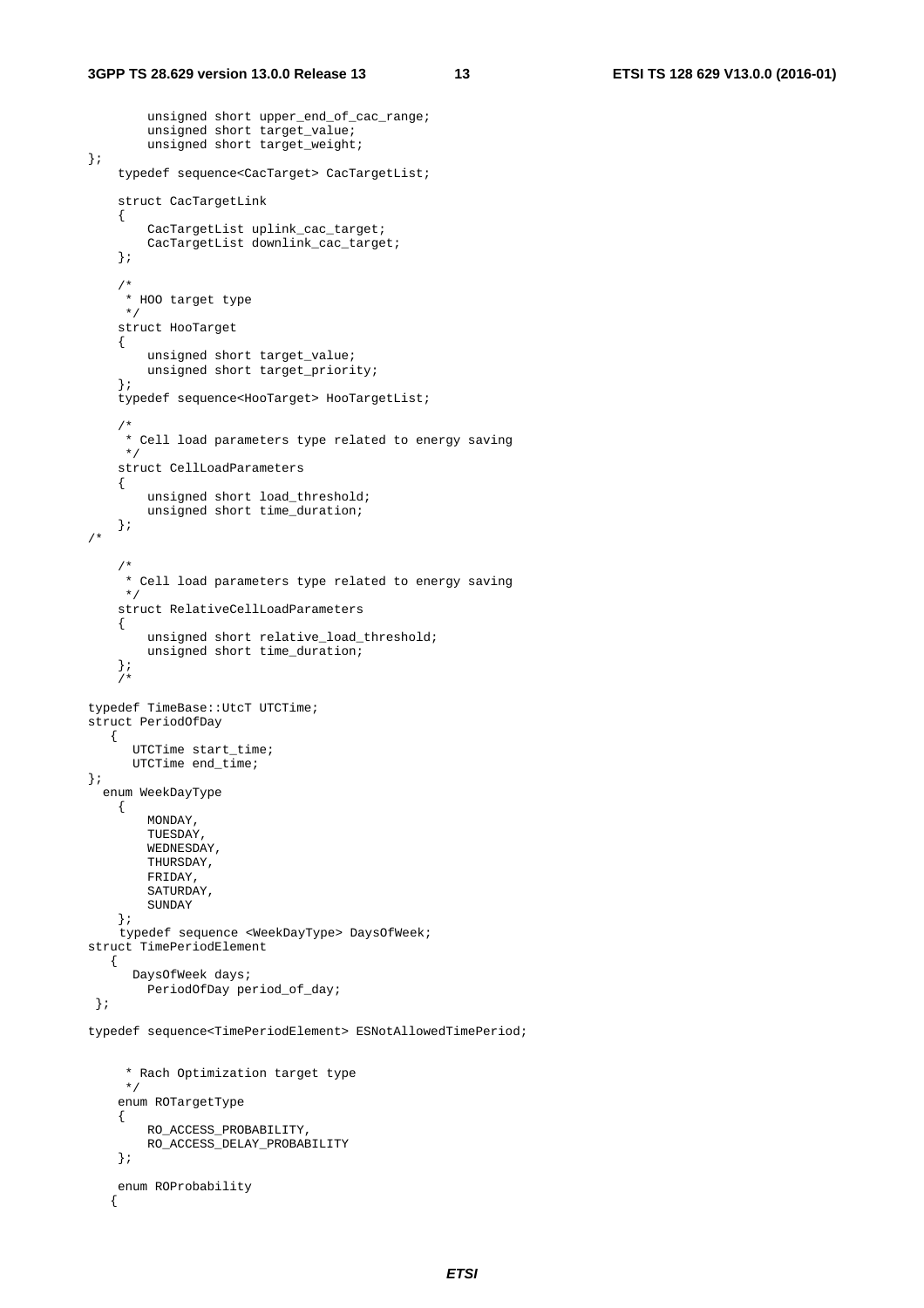```
        unsigned short upper_end_of_cac_range;
        unsigned short target_value;
        unsigned short target_weight;
};
    typedef sequence<CacTarget> CacTargetList;

    struct CacTargetLink
    {
        CacTargetList uplink_cac_target;
        CacTargetList downlink_cac_target;
    };

    /*
     * HOO target type
     */
    struct HooTarget
    {
        unsigned short target_value;
        unsigned short target_priority;
    };
    typedef sequence<HooTarget> HooTargetList;

    /*
     * Cell load parameters type related to energy saving
     */
    struct CellLoadParameters
    {
        unsigned short load_threshold;
        unsigned short time_duration;
    };
/*

    /*
     * Cell load parameters type related to energy saving
     */
    struct RelativeCellLoadParameters
    {
        unsigned short relative_load_threshold;
        unsigned short time_duration;
    };
    /*

typedef TimeBase::UtcT UTCTime;
struct PeriodOfDay
   {
      UTCTime start_time;
      UTCTime end_time;
};
  enum WeekDayType
    {
        MONDAY,
        TUESDAY,
        WEDNESDAY,
        THURSDAY,
        FRIDAY,
        SATURDAY,
        SUNDAY
    };
    typedef sequence <WeekDayType> DaysOfWeek;
struct TimePeriodElement
   {
      DaysOfWeek days;
        PeriodOfDay period_of_day;
 };

typedef sequence<TimePeriodElement> ESNotAllowedTimePeriod;


     * Rach Optimization target type
     */
    enum ROTargetType
    {
        RO_ACCESS_PROBABILITY,
        RO_ACCESS_DELAY_PROBABILITY
    };

    enum ROProbability
   {
```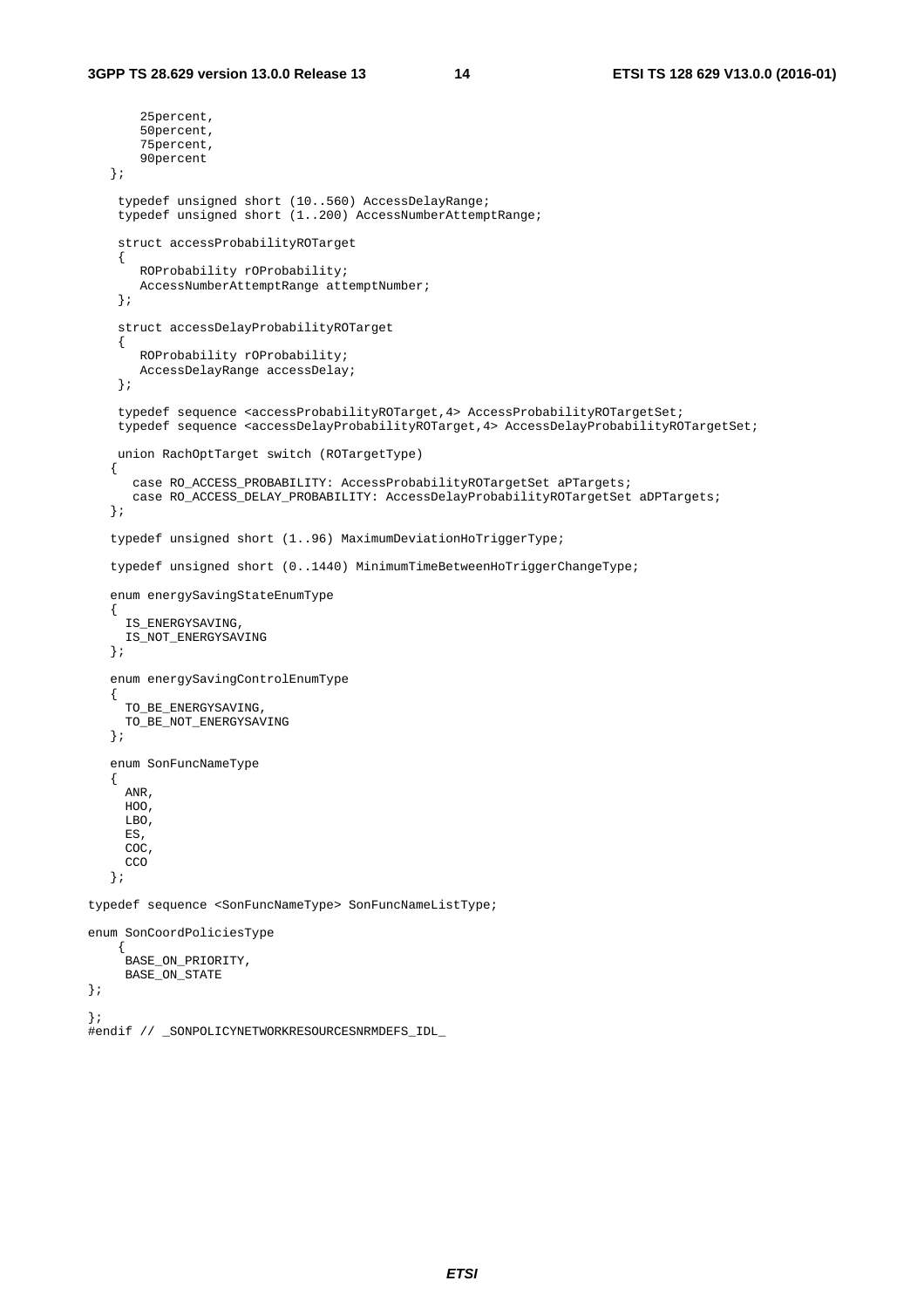```
        25percent,
        50percent,
        75percent,
        90percent
    };

     typedef unsigned short (10..560) AccessDelayRange;
     typedef unsigned short (1..200) AccessNumberAttemptRange;

     struct accessProbabilityROTarget
     {
        ROProbability rOProbability;
        AccessNumberAttemptRange attemptNumber;
     };

     struct accessDelayProbabilityROTarget
     {
        ROProbability rOProbability;
        AccessDelayRange accessDelay;
     };

     typedef sequence <accessProbabilityROTarget,4> AccessProbabilityROTargetSet;
     typedef sequence <accessDelayProbabilityROTarget,4> AccessDelayProbabilityROTargetSet;

     union RachOptTarget switch (ROTargetType)
    {
       case RO_ACCESS_PROBABILITY: AccessProbabilityROTargetSet aPTargets;
       case RO_ACCESS_DELAY_PROBABILITY: AccessDelayProbabilityROTargetSet aDPTargets;
    };

    typedef unsigned short (1..96) MaximumDeviationHoTriggerType;

    typedef unsigned short (0..1440) MinimumTimeBetweenHoTriggerChangeType;

    enum energySavingStateEnumType
    {
      IS_ENERGYSAVING,
      IS_NOT_ENERGYSAVING
    };

    enum energySavingControlEnumType
    {
      TO_BE_ENERGYSAVING,
      TO_BE_NOT_ENERGYSAVING
    };

    enum SonFuncNameType
    {
      ANR,
      HOO,
      LBO,
      ES,
      COC,
      CCO
    };

typedef sequence <SonFuncNameType> SonFuncNameListType;

enum SonCoordPoliciesType
     {
      BASE_ON_PRIORITY,
      BASE_ON_STATE
};

};
#endif // _SONPOLICYNETWORKRESOURCESNRMDEFS_IDL_
```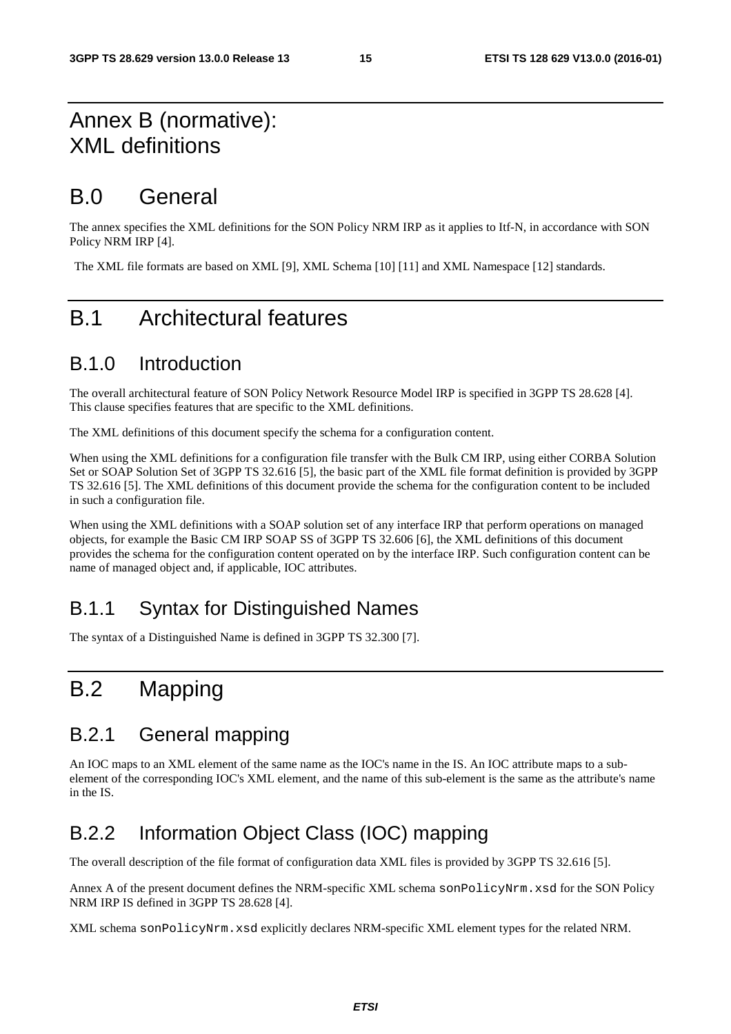# Annex B (normative): XML definitions

# B.0 General

The annex specifies the XML definitions for the SON Policy NRM IRP as it applies to Itf-N, in accordance with SON Policy NRM IRP [4].

The XML file formats are based on XML [9], XML Schema [10] [11] and XML Namespace [12] standards.

# B.1 Architectural features

## B.1.0 Introduction

The overall architectural feature of SON Policy Network Resource Model IRP is specified in 3GPP TS 28.628 [4]. This clause specifies features that are specific to the XML definitions.

The XML definitions of this document specify the schema for a configuration content.

When using the XML definitions for a configuration file transfer with the Bulk CM IRP, using either CORBA Solution Set or SOAP Solution Set of 3GPP TS 32.616 [5], the basic part of the XML file format definition is provided by 3GPP TS 32.616 [5]. The XML definitions of this document provide the schema for the configuration content to be included in such a configuration file.

When using the XML definitions with a SOAP solution set of any interface IRP that perform operations on managed objects, for example the Basic CM IRP SOAP SS of 3GPP TS 32.606 [6], the XML definitions of this document provides the schema for the configuration content operated on by the interface IRP. Such configuration content can be name of managed object and, if applicable, IOC attributes.

## B.1.1 Syntax for Distinguished Names

The syntax of a Distinguished Name is defined in 3GPP TS 32.300 [7].

# B.2 Mapping

## B.2.1 General mapping

An IOC maps to an XML element of the same name as the IOC's name in the IS. An IOC attribute maps to a sub-element of the corresponding IOC's XML element, and the name of this sub-element is the same as the attribute's name in the IS.

## B.2.2 Information Object Class (IOC) mapping

The overall description of the file format of configuration data XML files is provided by 3GPP TS 32.616 [5].

Annex A of the present document defines the NRM-specific XML schema `sonPolicyNrm.xsd` for the SON Policy NRM IRP IS defined in 3GPP TS 28.628 [4].

XML schema `sonPolicyNrm.xsd` explicitly declares NRM-specific XML element types for the related NRM.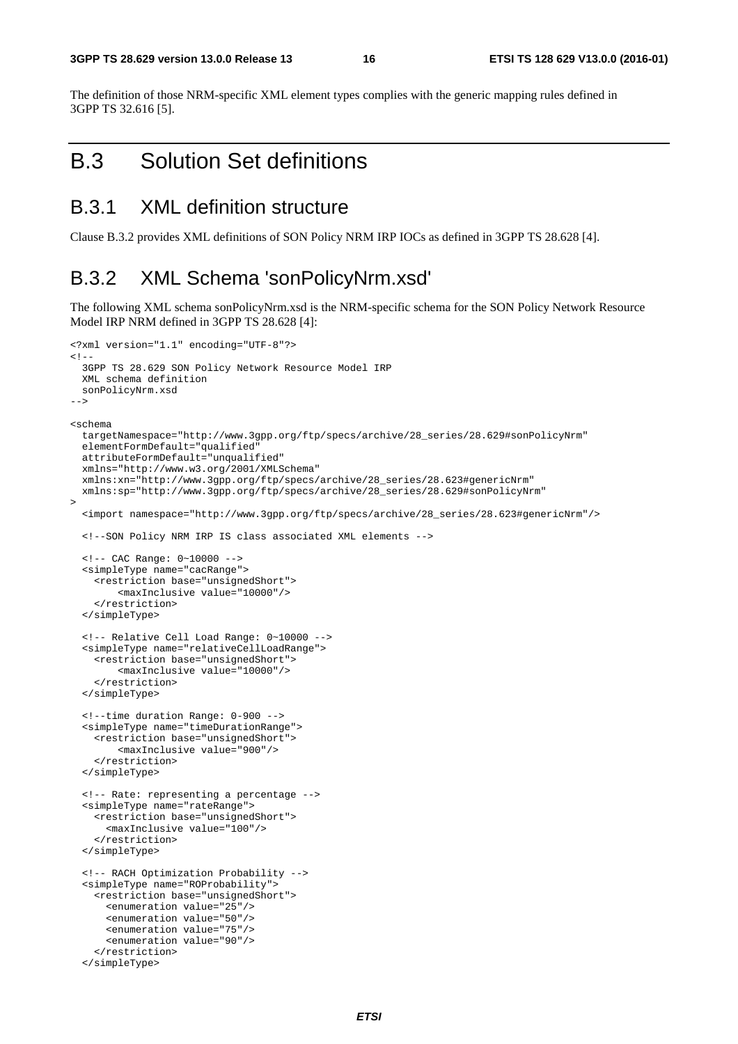The definition of those NRM-specific XML element types complies with the generic mapping rules defined in 3GPP TS 32.616 [5].

# B.3 Solution Set definitions

## B.3.1 XML definition structure

Clause B.3.2 provides XML definitions of SON Policy NRM IRP IOCs as defined in 3GPP TS 28.628 [4].

## B.3.2 XML Schema 'sonPolicyNrm.xsd'

The following XML schema sonPolicyNrm.xsd is the NRM-specific schema for the SON Policy Network Resource Model IRP NRM defined in 3GPP TS 28.628 [4]:

```
<?xml version="1.1" encoding="UTF-8"?>
<!--
  3GPP TS 28.629 SON Policy Network Resource Model IRP
  XML schema definition
  sonPolicyNrm.xsd
-->

<schema
  targetNamespace="http://www.3gpp.org/ftp/specs/archive/28_series/28.629#sonPolicyNrm"
  elementFormDefault="qualified"
  attributeFormDefault="unqualified"
  xmlns="http://www.w3.org/2001/XMLSchema"
  xmlns:xn="http://www.3gpp.org/ftp/specs/archive/28_series/28.623#genericNrm"
  xmlns:sp="http://www.3gpp.org/ftp/specs/archive/28_series/28.629#sonPolicyNrm"
>
  <import namespace="http://www.3gpp.org/ftp/specs/archive/28_series/28.623#genericNrm"/>

  <!--SON Policy NRM IRP IS class associated XML elements -->

  <!-- CAC Range: 0~10000 -->
  <simpleType name="cacRange">
    <restriction base="unsignedShort">
        <maxInclusive value="10000"/>
    </restriction>
  </simpleType>

  <!-- Relative Cell Load Range: 0~10000 -->
  <simpleType name="relativeCellLoadRange">
    <restriction base="unsignedShort">
        <maxInclusive value="10000"/>
    </restriction>
  </simpleType>

  <!--time duration Range: 0-900 -->
  <simpleType name="timeDurationRange">
    <restriction base="unsignedShort">
        <maxInclusive value="900"/>
    </restriction>
  </simpleType>

  <!-- Rate: representing a percentage -->
  <simpleType name="rateRange">
    <restriction base="unsignedShort">
      <maxInclusive value="100"/>
    </restriction>
  </simpleType>

  <!-- RACH Optimization Probability -->
  <simpleType name="ROProbability">
    <restriction base="unsignedShort">
      <enumeration value="25"/>
      <enumeration value="50"/>
      <enumeration value="75"/>
      <enumeration value="90"/>
    </restriction>
  </simpleType>
```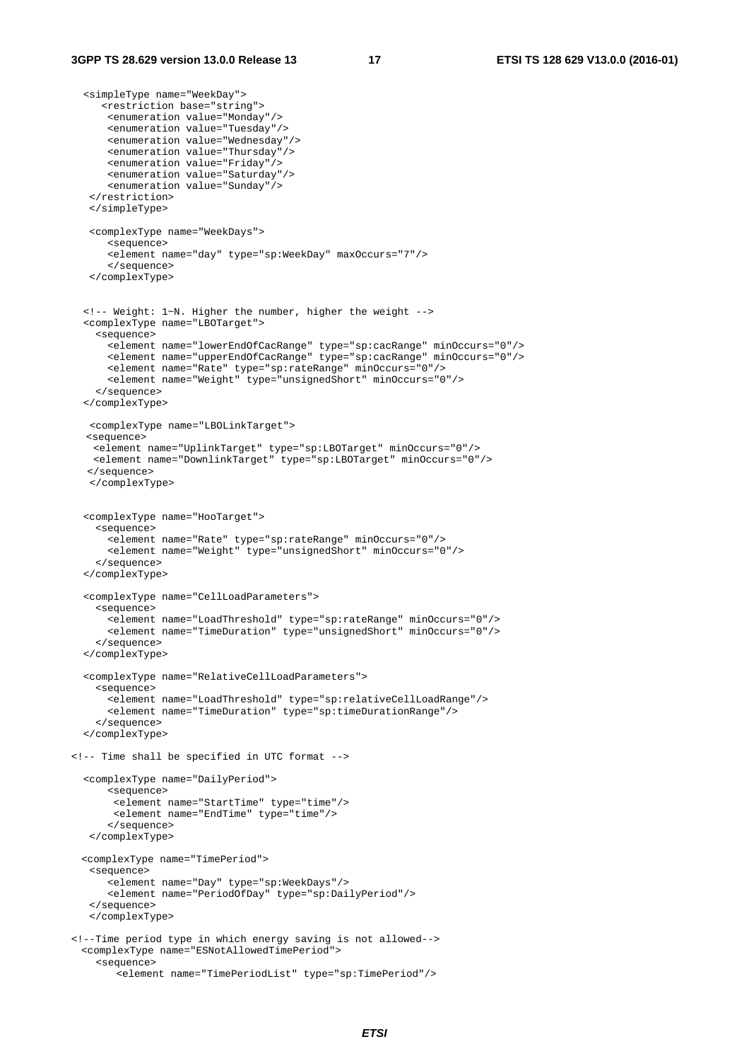```
   <simpleType name="WeekDay">
      <restriction base="string">
        <enumeration value="Monday"/>
        <enumeration value="Tuesday"/>
        <enumeration value="Wednesday"/>
        <enumeration value="Thursday"/>
        <enumeration value="Friday"/>
        <enumeration value="Saturday"/>
        <enumeration value="Sunday"/>
    </restriction>
    </simpleType>

    <complexType name="WeekDays">
        <sequence>
        <element name="day" type="sp:WeekDay" maxOccurs="7"/>
        </sequence>
    </complexType>


   <!-- Weight: 1~N. Higher the number, higher the weight -->
   <complexType name="LBOTarget">
     <sequence>
       <element name="lowerEndOfCacRange" type="sp:cacRange" minOccurs="0"/>
       <element name="upperEndOfCacRange" type="sp:cacRange" minOccurs="0"/>
       <element name="Rate" type="sp:rateRange" minOccurs="0"/>
       <element name="Weight" type="unsignedShort" minOccurs="0"/>
     </sequence>
   </complexType>

    <complexType name="LBOLinkTarget">
    <sequence>
     <element name="UplinkTarget" type="sp:LBOTarget" minOccurs="0"/>
     <element name="DownlinkTarget" type="sp:LBOTarget" minOccurs="0"/>
    </sequence>
    </complexType>


   <complexType name="HooTarget">
     <sequence>
       <element name="Rate" type="sp:rateRange" minOccurs="0"/>
       <element name="Weight" type="unsignedShort" minOccurs="0"/>
     </sequence>
   </complexType>

   <complexType name="CellLoadParameters">
     <sequence>
       <element name="LoadThreshold" type="sp:rateRange" minOccurs="0"/>
       <element name="TimeDuration" type="unsignedShort" minOccurs="0"/>
     </sequence>
   </complexType>

   <complexType name="RelativeCellLoadParameters">
     <sequence>
       <element name="LoadThreshold" type="sp:relativeCellLoadRange"/>
       <element name="TimeDuration" type="sp:timeDurationRange"/>
     </sequence>
   </complexType>

 <!-- Time shall be specified in UTC format -->

   <complexType name="DailyPeriod">
        <sequence>
         <element name="StartTime" type="time"/>
         <element name="EndTime" type="time"/>
        </sequence>
    </complexType>

   <complexType name="TimePeriod">
    <sequence>
       <element name="Day" type="sp:WeekDays"/>
       <element name="PeriodOfDay" type="sp:DailyPeriod"/>
    </sequence>
    </complexType>

 <!--Time period type in which energy saving is not allowed-->
   <complexType name="ESNotAllowedTimePeriod">
     <sequence>
         <element name="TimePeriodList" type="sp:TimePeriod"/>
```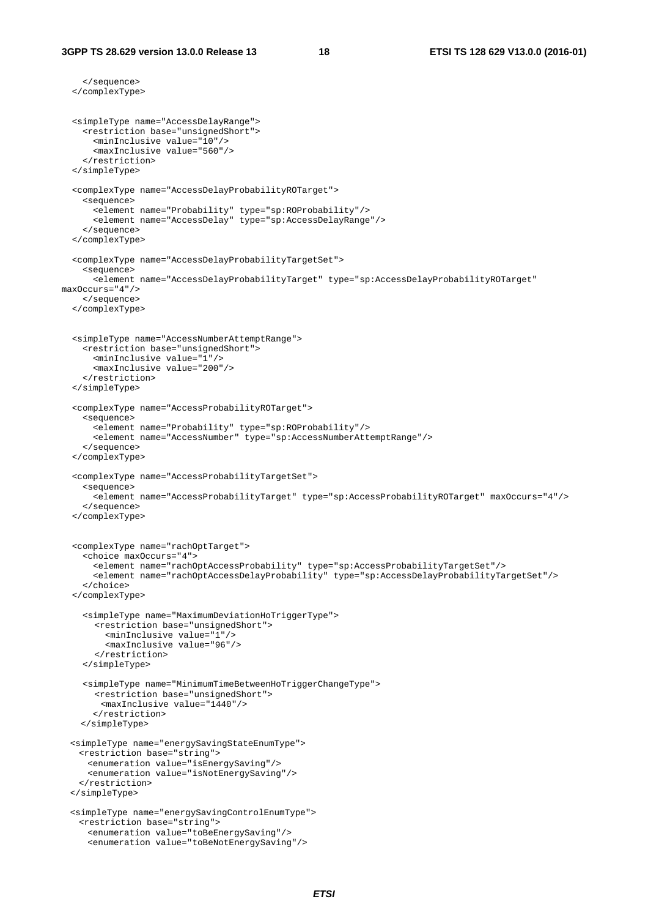```
    </sequence>
  </complexType>


  <simpleType name="AccessDelayRange">
    <restriction base="unsignedShort">
      <minInclusive value="10"/>
      <maxInclusive value="560"/>
    </restriction>
  </simpleType>

  <complexType name="AccessDelayProbabilityROTarget">
    <sequence>
      <element name="Probability" type="sp:ROProbability"/>
      <element name="AccessDelay" type="sp:AccessDelayRange"/>
    </sequence>
  </complexType>

  <complexType name="AccessDelayProbabilityTargetSet">
    <sequence>
      <element name="AccessDelayProbabilityTarget" type="sp:AccessDelayProbabilityROTarget"
maxOccurs="4"/>
    </sequence>
  </complexType>


  <simpleType name="AccessNumberAttemptRange">
    <restriction base="unsignedShort">
      <minInclusive value="1"/>
      <maxInclusive value="200"/>
    </restriction>
  </simpleType>

  <complexType name="AccessProbabilityROTarget">
    <sequence>
      <element name="Probability" type="sp:ROProbability"/>
      <element name="AccessNumber" type="sp:AccessNumberAttemptRange"/>
    </sequence>
  </complexType>

  <complexType name="AccessProbabilityTargetSet">
    <sequence>
      <element name="AccessProbabilityTarget" type="sp:AccessProbabilityROTarget" maxOccurs="4"/>
    </sequence>
  </complexType>


  <complexType name="rachOptTarget">
    <choice maxOccurs="4">
      <element name="rachOptAccessProbability" type="sp:AccessProbabilityTargetSet"/>
      <element name="rachOptAccessDelayProbability" type="sp:AccessDelayProbabilityTargetSet"/>
    </choice>
  </complexType>

    <simpleType name="MaximumDeviationHoTriggerType">
      <restriction base="unsignedShort">
        <minInclusive value="1"/>
        <maxInclusive value="96"/>
      </restriction>
    </simpleType>

    <simpleType name="MinimumTimeBetweenHoTriggerChangeType">
      <restriction base="unsignedShort">
       <maxInclusive value="1440"/>
      </restriction>
    </simpleType>

  <simpleType name="energySavingStateEnumType">
    <restriction base="string">
      <enumeration value="isEnergySaving"/>
      <enumeration value="isNotEnergySaving"/>
    </restriction>
  </simpleType>

  <simpleType name="energySavingControlEnumType">
    <restriction base="string">
      <enumeration value="toBeEnergySaving"/>
      <enumeration value="toBeNotEnergySaving"/>
```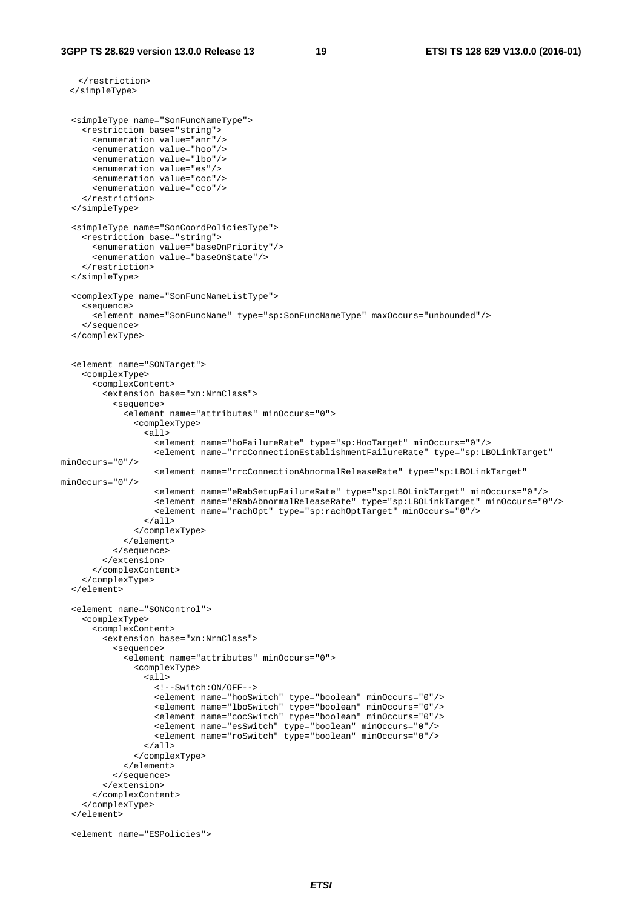```
    </restriction>
  </simpleType>


  <simpleType name="SonFuncNameType">
    <restriction base="string">
      <enumeration value="anr"/>
      <enumeration value="hoo"/>
      <enumeration value="lbo"/>
      <enumeration value="es"/>
      <enumeration value="coc"/>
      <enumeration value="cco"/>
    </restriction>
  </simpleType>

  <simpleType name="SonCoordPoliciesType">
    <restriction base="string">
      <enumeration value="baseOnPriority"/>
      <enumeration value="baseOnState"/>
    </restriction>
  </simpleType>

  <complexType name="SonFuncNameListType">
    <sequence>
      <element name="SonFuncName" type="sp:SonFuncNameType" maxOccurs="unbounded"/>
    </sequence>
  </complexType>


  <element name="SONTarget">
    <complexType>
      <complexContent>
        <extension base="xn:NrmClass">
          <sequence>
            <element name="attributes" minOccurs="0">
              <complexType>
                <all>
                  <element name="hoFailureRate" type="sp:HooTarget" minOccurs="0"/>
                  <element name="rrcConnectionEstablishmentFailureRate" type="sp:LBOLinkTarget"
minOccurs="0"/>
                  <element name="rrcConnectionAbnormalReleaseRate" type="sp:LBOLinkTarget"
minOccurs="0"/>
                  <element name="eRabSetupFailureRate" type="sp:LBOLinkTarget" minOccurs="0"/>
                  <element name="eRabAbnormalReleaseRate" type="sp:LBOLinkTarget" minOccurs="0"/>
                  <element name="rachOpt" type="sp:rachOptTarget" minOccurs="0"/>
                </all>
              </complexType>
            </element>
          </sequence>
        </extension>
      </complexContent>
    </complexType>
  </element>

  <element name="SONControl">
    <complexType>
      <complexContent>
        <extension base="xn:NrmClass">
          <sequence>
            <element name="attributes" minOccurs="0">
              <complexType>
                <all>
                  <!--Switch:ON/OFF-->
                  <element name="hooSwitch" type="boolean" minOccurs="0"/>
                  <element name="lboSwitch" type="boolean" minOccurs="0"/>
                  <element name="cocSwitch" type="boolean" minOccurs="0"/>
                  <element name="esSwitch" type="boolean" minOccurs="0"/>
                  <element name="roSwitch" type="boolean" minOccurs="0"/>
                </all>
              </complexType>
            </element>
          </sequence>
        </extension>
      </complexContent>
    </complexType>
  </element>

  <element name="ESPolicies">
```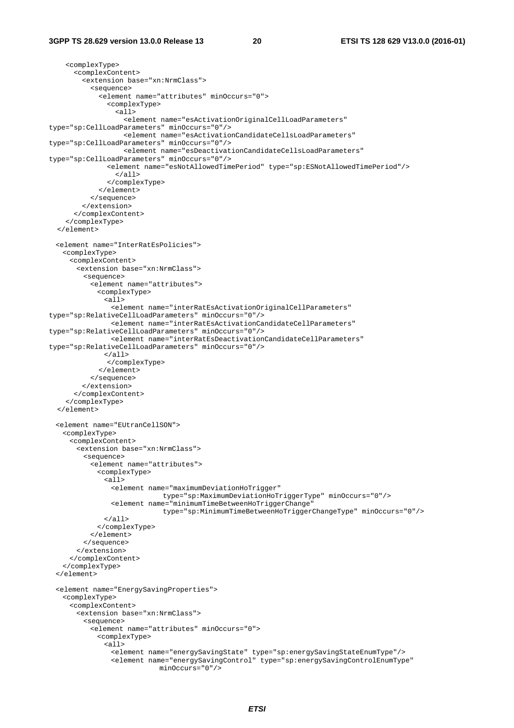```
    <complexType>
      <complexContent>
        <extension base="xn:NrmClass">
          <sequence>
            <element name="attributes" minOccurs="0">
              <complexType>
                <all>
                  <element name="esActivationOriginalCellLoadParameters"
type="sp:CellLoadParameters" minOccurs="0"/>
                  <element name="esActivationCandidateCellsLoadParameters"
type="sp:CellLoadParameters" minOccurs="0"/>
                  <element name="esDeactivationCandidateCellsLoadParameters"
type="sp:CellLoadParameters" minOccurs="0"/>
              <element name="esNotAllowedTimePeriod" type="sp:ESNotAllowedTimePeriod"/>
                </all>
              </complexType>
            </element>
          </sequence>
        </extension>
      </complexContent>
    </complexType>
  </element>

  <element name="InterRatEsPolicies">
    <complexType>
      <complexContent>
       <extension base="xn:NrmClass">
        <sequence>
          <element name="attributes">
            <complexType>
              <all>
                <element name="interRatEsActivationOriginalCellParameters"
type="sp:RelativeCellLoadParameters" minOccurs="0"/>
                <element name="interRatEsActivationCandidateCellParameters"
type="sp:RelativeCellLoadParameters" minOccurs="0"/>
                <element name="interRatEsDeactivationCandidateCellParameters"
type="sp:RelativeCellLoadParameters" minOccurs="0"/>
              </all>
              </complexType>
            </element>
          </sequence>
        </extension>
      </complexContent>
    </complexType>
  </element>

  <element name="EUtranCellSON">
    <complexType>
      <complexContent>
       <extension base="xn:NrmClass">
        <sequence>
          <element name="attributes">
            <complexType>
              <all>
                <element name="maximumDeviationHoTrigger"
                           type="sp:MaximumDeviationHoTriggerType" minOccurs="0"/>
                <element name="minimumTimeBetweenHoTriggerChange"
                           type="sp:MinimumTimeBetweenHoTriggerChangeType" minOccurs="0"/>
              </all>
            </complexType>
          </element>
        </sequence>
      </extension>
    </complexContent>
  </complexType>
  </element>

  <element name="EnergySavingProperties">
    <complexType>
      <complexContent>
       <extension base="xn:NrmClass">
        <sequence>
          <element name="attributes" minOccurs="0">
            <complexType>
              <all>
                <element name="energySavingState" type="sp:energySavingStateEnumType"/>
                <element name="energySavingControl" type="sp:energySavingControlEnumType"
                         minOccurs="0"/>
```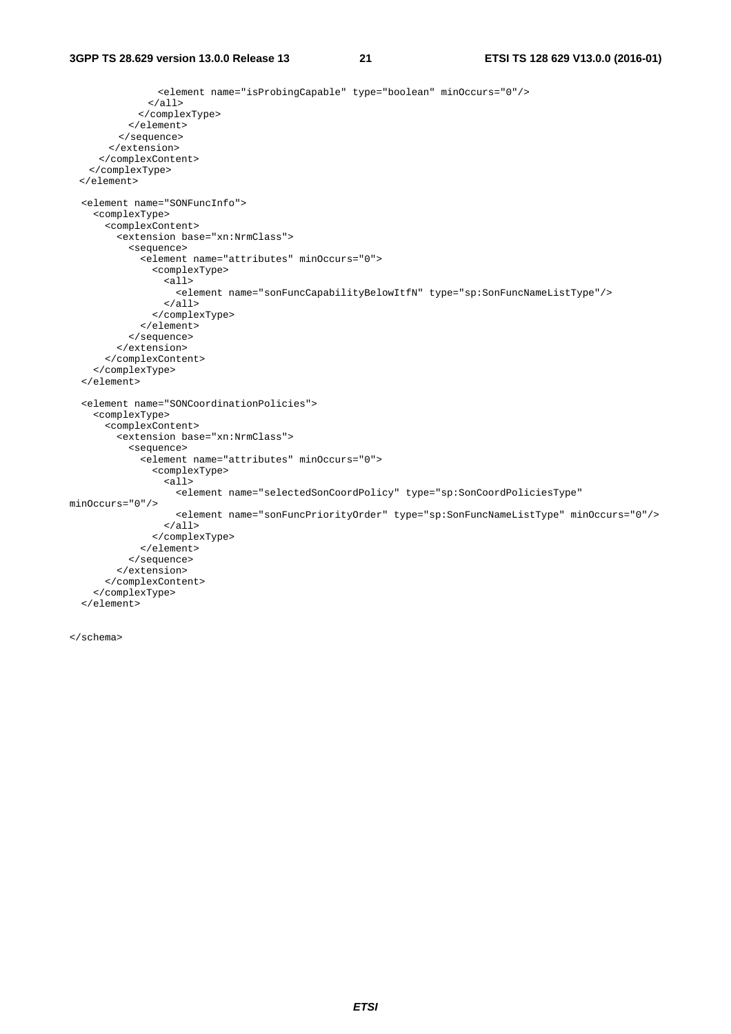```
              <element name="isProbingCapable" type="boolean" minOccurs="0"/>
            </all>
          </complexType>
        </element>
      </sequence>
    </extension>
  </complexContent>
 </complexType>
</element>

 <element name="SONFuncInfo">
   <complexType>
     <complexContent>
       <extension base="xn:NrmClass">
         <sequence>
           <element name="attributes" minOccurs="0">
             <complexType>
               <all>
                 <element name="sonFuncCapabilityBelowItfN" type="sp:SonFuncNameListType"/>
               </all>
             </complexType>
           </element>
         </sequence>
       </extension>
     </complexContent>
   </complexType>
 </element>

 <element name="SONCoordinationPolicies">
   <complexType>
     <complexContent>
       <extension base="xn:NrmClass">
         <sequence>
           <element name="attributes" minOccurs="0">
             <complexType>
               <all>
                 <element name="selectedSonCoordPolicy" type="sp:SonCoordPoliciesType"
minOccurs="0"/>
                 <element name="sonFuncPriorityOrder" type="sp:SonFuncNameListType" minOccurs="0"/>
               </all>
             </complexType>
           </element>
         </sequence>
       </extension>
     </complexContent>
   </complexType>
 </element>

</schema>
```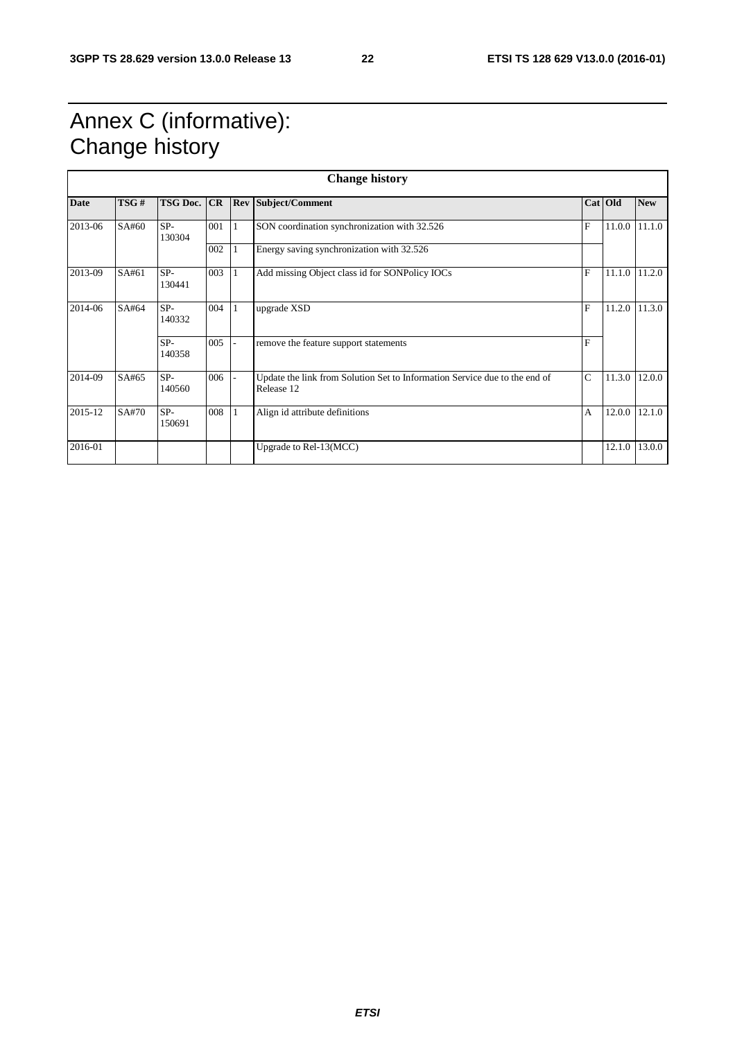# Annex C (informative): Change history

| Change history | | | | | | | | |
|---|---|---|---|---|---|---|---|---|
| **Date** | **TSG #** | **TSG Doc.** | **CR** | **Rev** | **Subject/Comment** | **Cat** | **Old** | **New** |
| 2013-06 | SA#60 | SP-130304 | 001 | 1 | SON coordination synchronization with 32.526 | F | 11.0.0 | 11.1.0 |
| | | | 002 | 1 | Energy saving synchronization with 32.526 | | | |
| 2013-09 | SA#61 | SP-130441 | 003 | 1 | Add missing Object class id for SONPolicy IOCs | F | 11.1.0 | 11.2.0 |
| 2014-06 | SA#64 | SP-140332 | 004 | 1 | upgrade XSD | F | 11.2.0 | 11.3.0 |
| | | SP-140358 | 005 | - | remove the feature support statements | F | | |
| 2014-09 | SA#65 | SP-140560 | 006 | - | Update the link from Solution Set to Information Service due to the end of Release 12 | C | 11.3.0 | 12.0.0 |
| 2015-12 | SA#70 | SP-150691 | 008 | 1 | Align id attribute definitions | A | 12.0.0 | 12.1.0 |
| 2016-01 | | | | | Upgrade to Rel-13(MCC) | | 12.1.0 | 13.0.0 |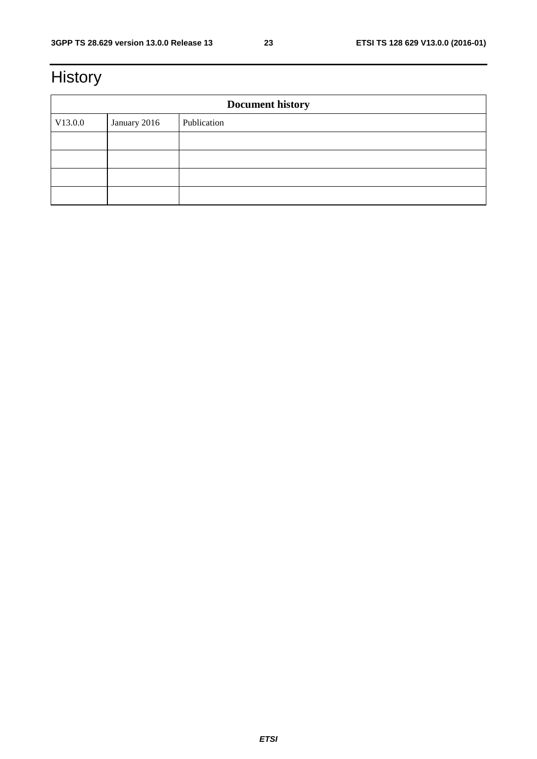# History

| Document history | | |
|---|---|---|
| V13.0.0 | January 2016 | Publication |
| | | |
| | | |
| | | |
| | | |